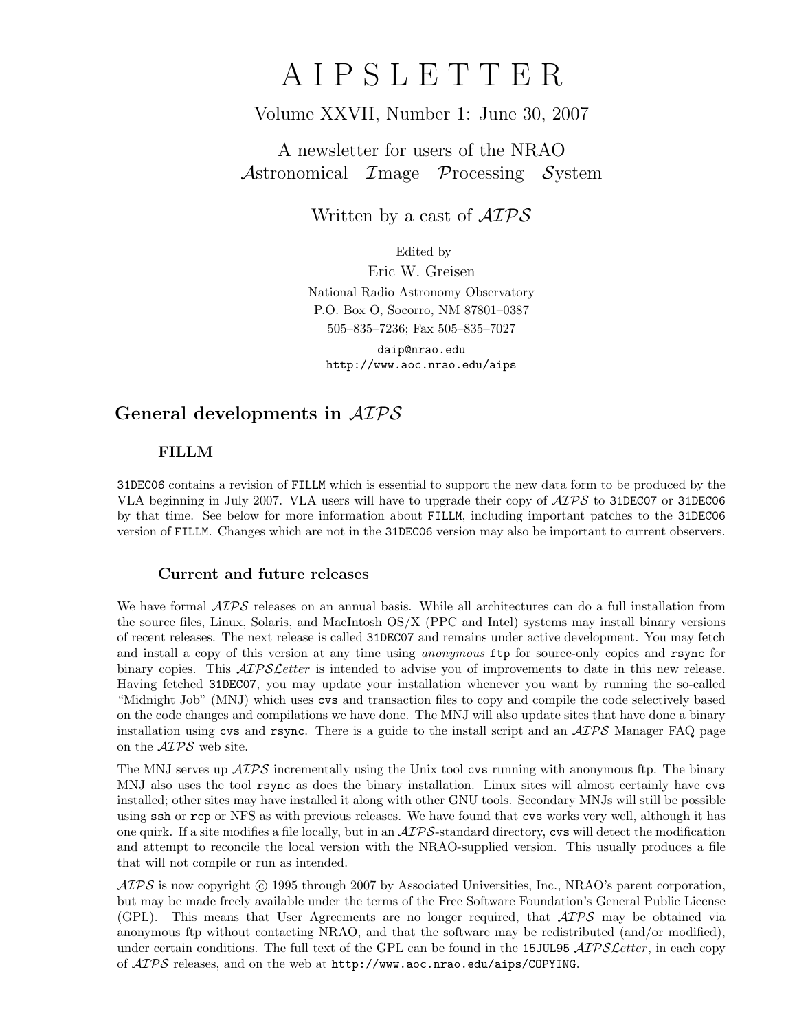# A I P S L E T T E R

Volume XXVII, Number 1: June 30, 2007

A newsletter for users of the NRAO
*A*stronomical *I*mage *P*rocessing *S*ystem

Written by a cast of *AIPS*

Edited by
Eric W. Greisen
National Radio Astronomy Observatory
P.O. Box O, Socorro, NM 87801–0387
505–835–7236; Fax 505–835–7027

`daip@nrao.edu`
`http://www.aoc.nrao.edu/aips`

## General developments in *AIPS*

### FILLM

`31DEC06` contains a revision of `FILLM` which is essential to support the new data form to be produced by the VLA beginning in July 2007. VLA users will have to upgrade their copy of *AIPS* to `31DEC07` or `31DEC06` by that time. See below for more information about `FILLM`, including important patches to the `31DEC06` version of `FILLM`. Changes which are not in the `31DEC06` version may also be important to current observers.

### Current and future releases

We have formal *AIPS* releases on an annual basis. While all architectures can do a full installation from the source files, Linux, Solaris, and MacIntosh OS/X (PPC and Intel) systems may install binary versions of recent releases. The next release is called `31DEC07` and remains under active development. You may fetch and install a copy of this version at any time using *anonymous* `ftp` for source-only copies and `rsync` for binary copies. This *AIPSLetter* is intended to advise you of improvements to date in this new release. Having fetched `31DEC07`, you may update your installation whenever you want by running the so-called "Midnight Job" (MNJ) which uses `cvs` and transaction files to copy and compile the code selectively based on the code changes and compilations we have done. The MNJ will also update sites that have done a binary installation using `cvs` and `rsync`. There is a guide to the install script and an *AIPS* Manager FAQ page on the *AIPS* web site.

The MNJ serves up *AIPS* incrementally using the Unix tool `cvs` running with anonymous ftp. The binary MNJ also uses the tool `rsync` as does the binary installation. Linux sites will almost certainly have `cvs` installed; other sites may have installed it along with other GNU tools. Secondary MNJs will still be possible using `ssh` or `rcp` or NFS as with previous releases. We have found that `cvs` works very well, although it has one quirk. If a site modifies a file locally, but in an *AIPS*-standard directory, `cvs` will detect the modification and attempt to reconcile the local version with the NRAO-supplied version. This usually produces a file that will not compile or run as intended.

*AIPS* is now copyright © 1995 through 2007 by Associated Universities, Inc., NRAO's parent corporation, but may be made freely available under the terms of the Free Software Foundation's General Public License (GPL). This means that User Agreements are no longer required, that *AIPS* may be obtained via anonymous ftp without contacting NRAO, and that the software may be redistributed (and/or modified), under certain conditions. The full text of the GPL can be found in the `15JUL95` *AIPSLetter*, in each copy of *AIPS* releases, and on the web at `http://www.aoc.nrao.edu/aips/COPYING`.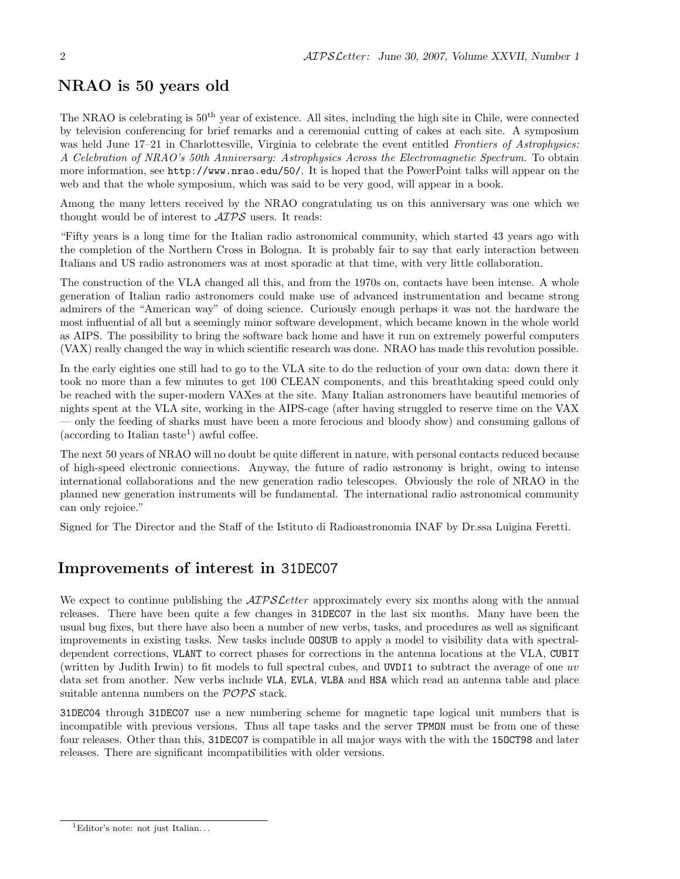## NRAO is 50 years old

The NRAO is celebrating is $50^{th}$ year of existence. All sites, including the high site in Chile, were connected by television conferencing for brief remarks and a ceremonial cutting of cakes at each site. A symposium was held June 17–21 in Charlottesville, Virginia to celebrate the event entitled *Frontiers of Astrophysics: A Celebration of NRAO's 50th Anniversary: Astrophysics Across the Electromagnetic Spectrum*. To obtain more information, see `http://www.nrao.edu/50/`. It is hoped that the PowerPoint talks will appear on the web and that the whole symposium, which was said to be very good, will appear in a book.

Among the many letters received by the NRAO congratulating us on this anniversary was one which we thought would be of interest to *AIPS* users. It reads:

"Fifty years is a long time for the Italian radio astronomical community, which started 43 years ago with the completion of the Northern Cross in Bologna. It is probably fair to say that early interaction between Italians and US radio astronomers was at most sporadic at that time, with very little collaboration.

The construction of the VLA changed all this, and from the 1970s on, contacts have been intense. A whole generation of Italian radio astronomers could make use of advanced instrumentation and became strong admirers of the "American way" of doing science. Curiously enough perhaps it was not the hardware the most influential of all but a seemingly minor software development, which became known in the whole world as AIPS. The possibility to bring the software back home and have it run on extremely powerful computers (VAX) really changed the way in which scientific research was done. NRAO has made this revolution possible.

In the early eighties one still had to go to the VLA site to do the reduction of your own data: down there it took no more than a few minutes to get 100 CLEAN components, and this breathtaking speed could only be reached with the super-modern VAXes at the site. Many Italian astronomers have beautiful memories of nights spent at the VLA site, working in the AIPS-cage (after having struggled to reserve time on the VAX — only the feeding of sharks must have been a more ferocious and bloody show) and consuming gallons of (according to Italian taste[1]) awful coffee.

The next 50 years of NRAO will no doubt be quite different in nature, with personal contacts reduced because of high-speed electronic connections. Anyway, the future of radio astronomy is bright, owing to intense international collaborations and the new generation radio telescopes. Obviously the role of NRAO in the planned new generation instruments will be fundamental. The international radio astronomical community can only rejoice."

Signed for The Director and the Staff of the Istituto di Radioastronomia INAF by Dr.ssa Luigina Feretti.

## Improvements of interest in 31DEC07

We expect to continue publishing the *AIPSLetter* approximately every six months along with the annual releases. There have been quite a few changes in 31DEC07 in the last six months. Many have been the usual bug fixes, but there have also been a number of new verbs, tasks, and procedures as well as significant improvements in existing tasks. New tasks include OOSUB to apply a model to visibility data with spectral-dependent corrections, VLANT to correct phases for corrections in the antenna locations at the VLA, CUBIT (written by Judith Irwin) to fit models to full spectral cubes, and UVDI1 to subtract the average of one *uv* data set from another. New verbs include VLA, EVLA, VLBA and HSA which read an antenna table and place suitable antenna numbers on the *POPS* stack.

31DEC04 through 31DEC07 use a new numbering scheme for magnetic tape logical unit numbers that is incompatible with previous versions. Thus all tape tasks and the server TPMON must be from one of these four releases. Other than this, 31DEC07 is compatible in all major ways with the with the 15OCT98 and later releases. There are significant incompatibilities with older versions.

[1] Editor's note: not just Italian. . .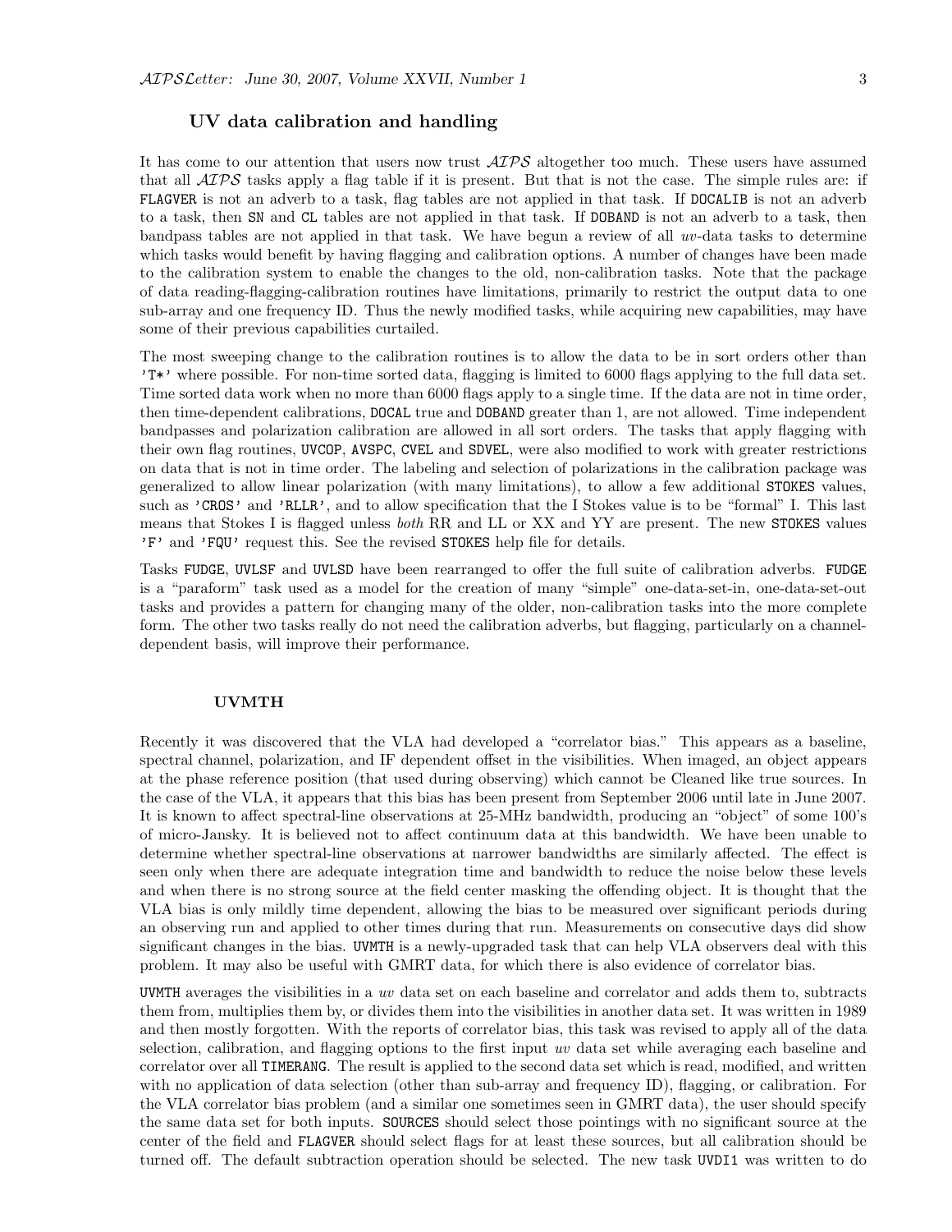## UV data calibration and handling

It has come to our attention that users now trust *AIPS* altogether too much. These users have assumed that all *AIPS* tasks apply a flag table if it is present. But that is not the case. The simple rules are: if `FLAGVER` is not an adverb to a task, flag tables are not applied in that task. If `DOCALIB` is not an adverb to a task, then `SN` and `CL` tables are not applied in that task. If `DOBAND` is not an adverb to a task, then bandpass tables are not applied in that task. We have begun a review of all *uv*-data tasks to determine which tasks would benefit by having flagging and calibration options. A number of changes have been made to the calibration system to enable the changes to the old, non-calibration tasks. Note that the package of data reading-flagging-calibration routines have limitations, primarily to restrict the output data to one sub-array and one frequency ID. Thus the newly modified tasks, while acquiring new capabilities, may have some of their previous capabilities curtailed.

The most sweeping change to the calibration routines is to allow the data to be in sort orders other than `'T*'` where possible. For non-time sorted data, flagging is limited to 6000 flags applying to the full data set. Time sorted data work when no more than 6000 flags apply to a single time. If the data are not in time order, then time-dependent calibrations, `DOCAL` true and `DOBAND` greater than 1, are not allowed. Time independent bandpasses and polarization calibration are allowed in all sort orders. The tasks that apply flagging with their own flag routines, `UVCOP`, `AVSPC`, `CVEL` and `SDVEL`, were also modified to work with greater restrictions on data that is not in time order. The labeling and selection of polarizations in the calibration package was generalized to allow linear polarization (with many limitations), to allow a few additional `STOKES` values, such as `'CROS'` and `'RLLR'`, and to allow specification that the I Stokes value is to be "formal" I. This last means that Stokes I is flagged unless *both* RR and LL or XX and YY are present. The new `STOKES` values `'F'` and `'FQU'` request this. See the revised `STOKES` help file for details.

Tasks `FUDGE`, `UVLSF` and `UVLSD` have been rearranged to offer the full suite of calibration adverbs. `FUDGE` is a "paraform" task used as a model for the creation of many "simple" one-data-set-in, one-data-set-out tasks and provides a pattern for changing many of the older, non-calibration tasks into the more complete form. The other two tasks really do not need the calibration adverbs, but flagging, particularly on a channel-dependent basis, will improve their performance.

### UVMTH

Recently it was discovered that the VLA had developed a "correlator bias." This appears as a baseline, spectral channel, polarization, and IF dependent offset in the visibilities. When imaged, an object appears at the phase reference position (that used during observing) which cannot be Cleaned like true sources. In the case of the VLA, it appears that this bias has been present from September 2006 until late in June 2007. It is known to affect spectral-line observations at 25-MHz bandwidth, producing an "object" of some 100's of micro-Jansky. It is believed not to affect continuum data at this bandwidth. We have been unable to determine whether spectral-line observations at narrower bandwidths are similarly affected. The effect is seen only when there are adequate integration time and bandwidth to reduce the noise below these levels and when there is no strong source at the field center masking the offending object. It is thought that the VLA bias is only mildly time dependent, allowing the bias to be measured over significant periods during an observing run and applied to other times during that run. Measurements on consecutive days did show significant changes in the bias. `UVMTH` is a newly-upgraded task that can help VLA observers deal with this problem. It may also be useful with GMRT data, for which there is also evidence of correlator bias.

`UVMTH` averages the visibilities in a *uv* data set on each baseline and correlator and adds them to, subtracts them from, multiplies them by, or divides them into the visibilities in another data set. It was written in 1989 and then mostly forgotten. With the reports of correlator bias, this task was revised to apply all of the data selection, calibration, and flagging options to the first input *uv* data set while averaging each baseline and correlator over all `TIMERANG`. The result is applied to the second data set which is read, modified, and written with no application of data selection (other than sub-array and frequency ID), flagging, or calibration. For the VLA correlator bias problem (and a similar one sometimes seen in GMRT data), the user should specify the same data set for both inputs. `SOURCES` should select those pointings with no significant source at the center of the field and `FLAGVER` should select flags for at least these sources, but all calibration should be turned off. The default subtraction operation should be selected. The new task `UVDI1` was written to do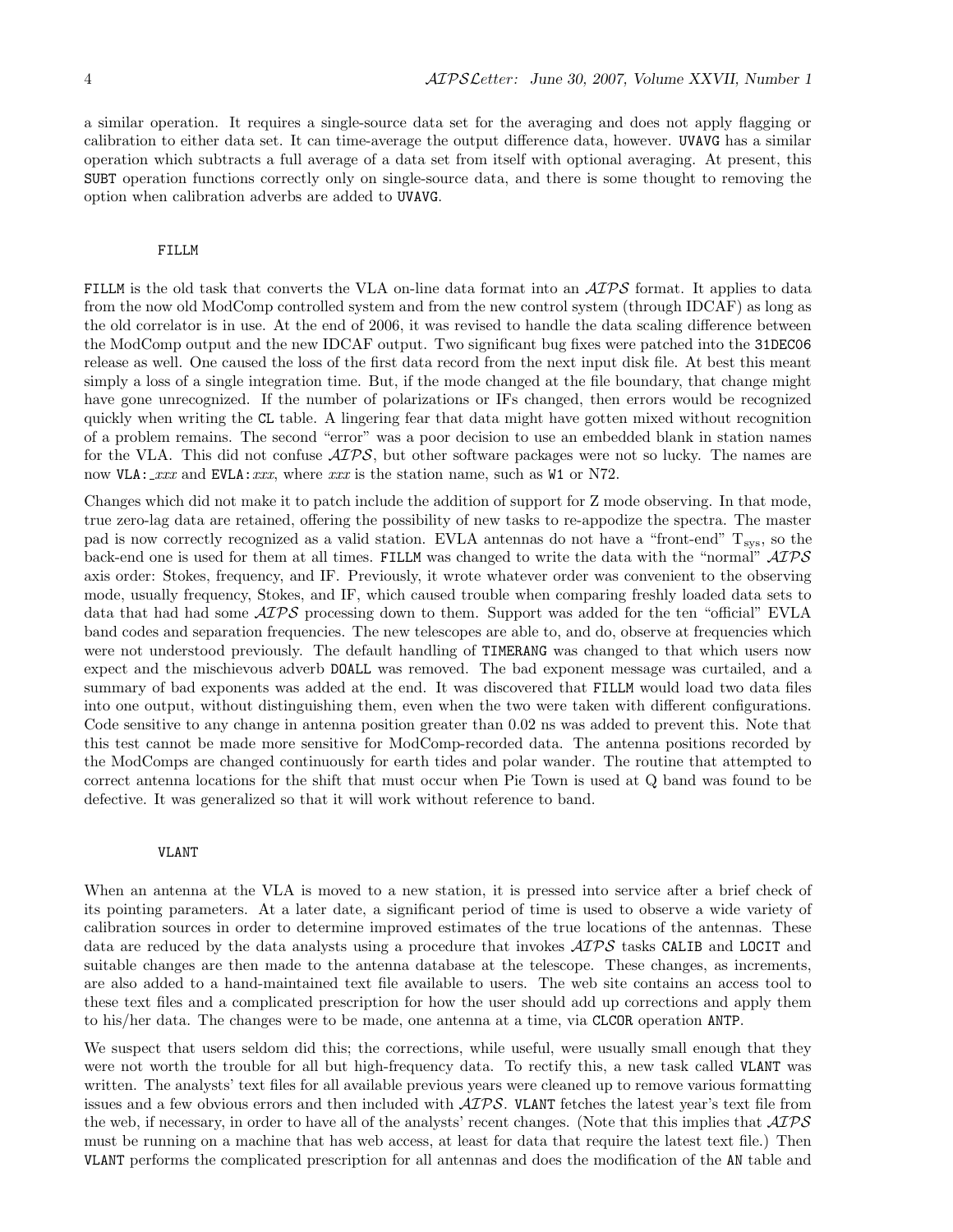a similar operation. It requires a single-source data set for the averaging and does not apply flagging or calibration to either data set. It can time-average the output difference data, however. UVAVG has a similar operation which subtracts a full average of a data set from itself with optional averaging. At present, this SUBT operation functions correctly only on single-source data, and there is some thought to removing the option when calibration adverbs are added to UVAVG.

### FILLM

FILLM is the old task that converts the VLA on-line data format into an *AIPS* format. It applies to data from the now old ModComp controlled system and from the new control system (through IDCAF) as long as the old correlator is in use. At the end of 2006, it was revised to handle the data scaling difference between the ModComp output and the new IDCAF output. Two significant bug fixes were patched into the 31DEC06 release as well. One caused the loss of the first data record from the next input disk file. At best this meant simply a loss of a single integration time. But, if the mode changed at the file boundary, that change might have gone unrecognized. If the number of polarizations or IFs changed, then errors would be recognized quickly when writing the CL table. A lingering fear that data might have gotten mixed without recognition of a problem remains. The second "error" was a poor decision to use an embedded blank in station names for the VLA. This did not confuse *AIPS*, but other software packages were not so lucky. The names are now VLA:_*xxx* and EVLA:*xxx*, where *xxx* is the station name, such as W1 or N72.

Changes which did not make it to patch include the addition of support for Z mode observing. In that mode, true zero-lag data are retained, offering the possibility of new tasks to re-appodize the spectra. The master pad is now correctly recognized as a valid station. EVLA antennas do not have a "front-end" $T_{sys}$, so the back-end one is used for them at all times. FILLM was changed to write the data with the "normal" *AIPS* axis order: Stokes, frequency, and IF. Previously, it wrote whatever order was convenient to the observing mode, usually frequency, Stokes, and IF, which caused trouble when comparing freshly loaded data sets to data that had had some *AIPS* processing down to them. Support was added for the ten "official" EVLA band codes and separation frequencies. The new telescopes are able to, and do, observe at frequencies which were not understood previously. The default handling of TIMERANG was changed to that which users now expect and the mischievous adverb DOALL was removed. The bad exponent message was curtailed, and a summary of bad exponents was added at the end. It was discovered that FILLM would load two data files into one output, without distinguishing them, even when the two were taken with different configurations. Code sensitive to any change in antenna position greater than 0.02 ns was added to prevent this. Note that this test cannot be made more sensitive for ModComp-recorded data. The antenna positions recorded by the ModComps are changed continuously for earth tides and polar wander. The routine that attempted to correct antenna locations for the shift that must occur when Pie Town is used at Q band was found to be defective. It was generalized so that it will work without reference to band.

### VLANT

When an antenna at the VLA is moved to a new station, it is pressed into service after a brief check of its pointing parameters. At a later date, a significant period of time is used to observe a wide variety of calibration sources in order to determine improved estimates of the true locations of the antennas. These data are reduced by the data analysts using a procedure that invokes *AIPS* tasks CALIB and LOCIT and suitable changes are then made to the antenna database at the telescope. These changes, as increments, are also added to a hand-maintained text file available to users. The web site contains an access tool to these text files and a complicated prescription for how the user should add up corrections and apply them to his/her data. The changes were to be made, one antenna at a time, via CLCOR operation ANTP.

We suspect that users seldom did this; the corrections, while useful, were usually small enough that they were not worth the trouble for all but high-frequency data. To rectify this, a new task called VLANT was written. The analysts' text files for all available previous years were cleaned up to remove various formatting issues and a few obvious errors and then included with *AIPS*. VLANT fetches the latest year's text file from the web, if necessary, in order to have all of the analysts' recent changes. (Note that this implies that *AIPS* must be running on a machine that has web access, at least for data that require the latest text file.) Then VLANT performs the complicated prescription for all antennas and does the modification of the AN table and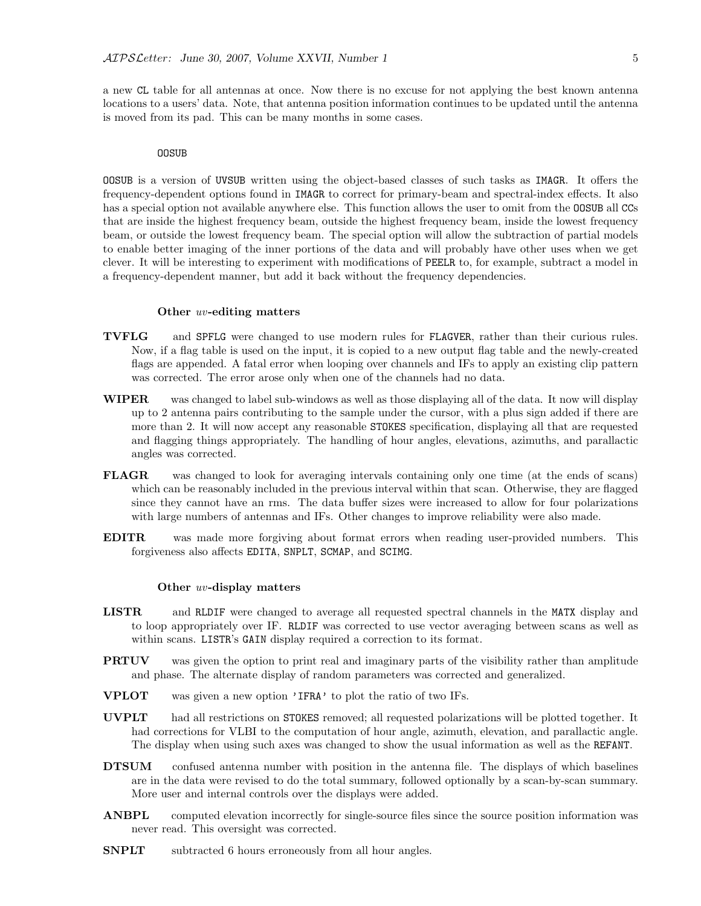a new CL table for all antennas at once. Now there is no excuse for not applying the best known antenna locations to a users' data. Note, that antenna position information continues to be updated until the antenna is moved from its pad. This can be many months in some cases.

### OOSUB

OOSUB is a version of UVSUB written using the object-based classes of such tasks as IMAGR. It offers the frequency-dependent options found in IMAGR to correct for primary-beam and spectral-index effects. It also has a special option not available anywhere else. This function allows the user to omit from the OOSUB all CCs that are inside the highest frequency beam, outside the highest frequency beam, inside the lowest frequency beam, or outside the lowest frequency beam. The special option will allow the subtraction of partial models to enable better imaging of the inner portions of the data and will probably have other uses when we get clever. It will be interesting to experiment with modifications of PEELR to, for example, subtract a model in a frequency-dependent manner, but add it back without the frequency dependencies.

### Other *uv*-editing matters

**TVFLG** and SPFLG were changed to use modern rules for FLAGVER, rather than their curious rules. Now, if a flag table is used on the input, it is copied to a new output flag table and the newly-created flags are appended. A fatal error when looping over channels and IFs to apply an existing clip pattern was corrected. The error arose only when one of the channels had no data.

**WIPER** was changed to label sub-windows as well as those displaying all of the data. It now will display up to 2 antenna pairs contributing to the sample under the cursor, with a plus sign added if there are more than 2. It will now accept any reasonable STOKES specification, displaying all that are requested and flagging things appropriately. The handling of hour angles, elevations, azimuths, and parallactic angles was corrected.

**FLAGR** was changed to look for averaging intervals containing only one time (at the ends of scans) which can be reasonably included in the previous interval within that scan. Otherwise, they are flagged since they cannot have an rms. The data buffer sizes were increased to allow for four polarizations with large numbers of antennas and IFs. Other changes to improve reliability were also made.

**EDITR** was made more forgiving about format errors when reading user-provided numbers. This forgiveness also affects EDITA, SNPLT, SCMAP, and SCIMG.

### Other *uv*-display matters

**LISTR** and RLDIF were changed to average all requested spectral channels in the MATX display and to loop appropriately over IF. RLDIF was corrected to use vector averaging between scans as well as within scans. LISTR's GAIN display required a correction to its format.

**PRTUV** was given the option to print real and imaginary parts of the visibility rather than amplitude and phase. The alternate display of random parameters was corrected and generalized.

**VPLOT** was given a new option 'IFRA' to plot the ratio of two IFs.

**UVPLT** had all restrictions on STOKES removed; all requested polarizations will be plotted together. It had corrections for VLBI to the computation of hour angle, azimuth, elevation, and parallactic angle. The display when using such axes was changed to show the usual information as well as the REFANT.

**DTSUM** confused antenna number with position in the antenna file. The displays of which baselines are in the data were revised to do the total summary, followed optionally by a scan-by-scan summary. More user and internal controls over the displays were added.

**ANBPL** computed elevation incorrectly for single-source files since the source position information was never read. This oversight was corrected.

**SNPLT** subtracted 6 hours erroneously from all hour angles.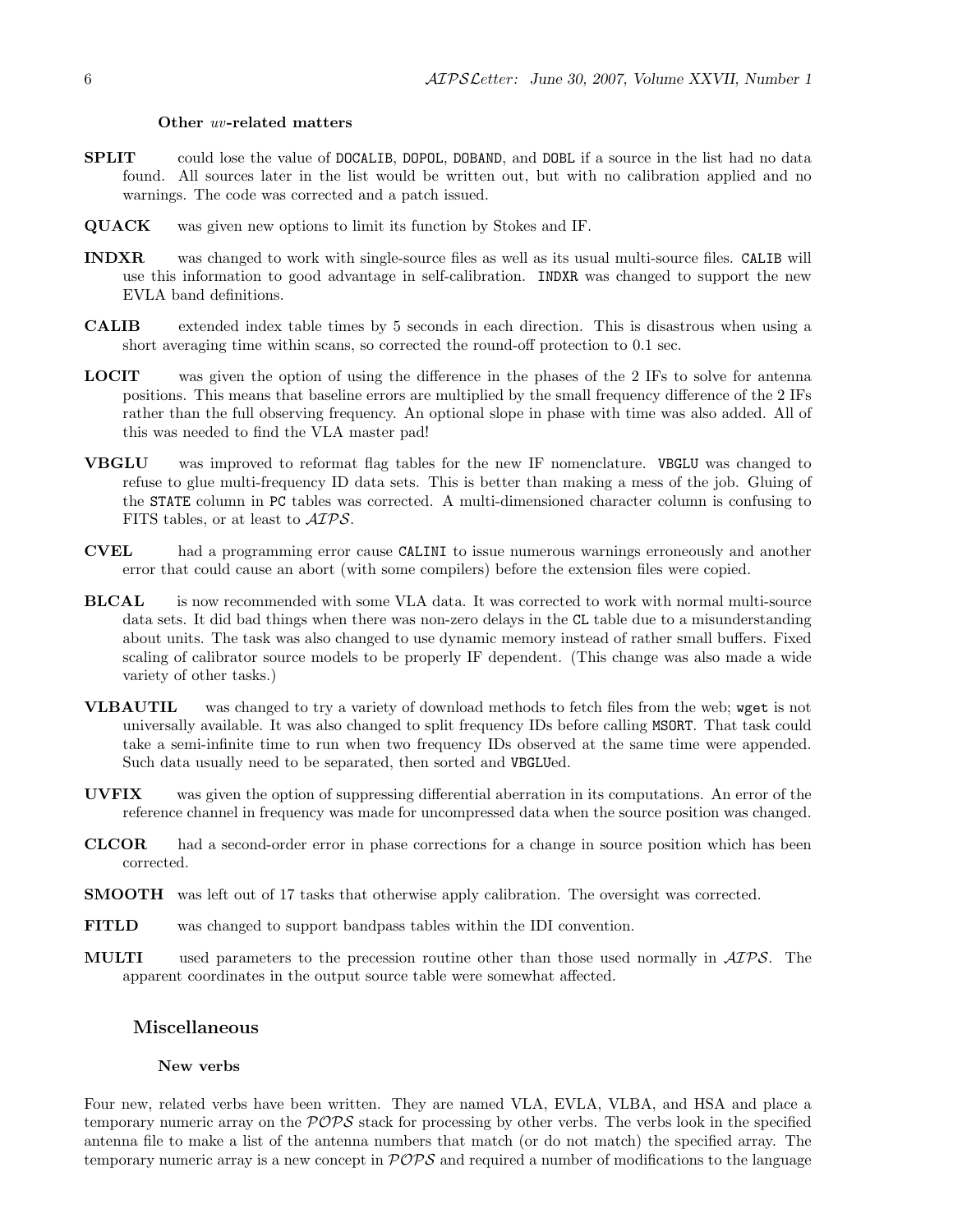#### Other *uv*-related matters

**SPLIT** could lose the value of DOCALIB, DOPOL, DOBAND, and DOBL if a source in the list had no data found. All sources later in the list would be written out, but with no calibration applied and no warnings. The code was corrected and a patch issued.

**QUACK** was given new options to limit its function by Stokes and IF.

**INDXR** was changed to work with single-source files as well as its usual multi-source files. CALIB will use this information to good advantage in self-calibration. INDXR was changed to support the new EVLA band definitions.

**CALIB** extended index table times by 5 seconds in each direction. This is disastrous when using a short averaging time within scans, so corrected the round-off protection to 0.1 sec.

**LOCIT** was given the option of using the difference in the phases of the 2 IFs to solve for antenna positions. This means that baseline errors are multiplied by the small frequency difference of the 2 IFs rather than the full observing frequency. An optional slope in phase with time was also added. All of this was needed to find the VLA master pad!

**VBGLU** was improved to reformat flag tables for the new IF nomenclature. VBGLU was changed to refuse to glue multi-frequency ID data sets. This is better than making a mess of the job. Gluing of the STATE column in PC tables was corrected. A multi-dimensioned character column is confusing to FITS tables, or at least to *AIPS*.

**CVEL** had a programming error cause CALINI to issue numerous warnings erroneously and another error that could cause an abort (with some compilers) before the extension files were copied.

**BLCAL** is now recommended with some VLA data. It was corrected to work with normal multi-source data sets. It did bad things when there was non-zero delays in the CL table due to a misunderstanding about units. The task was also changed to use dynamic memory instead of rather small buffers. Fixed scaling of calibrator source models to be properly IF dependent. (This change was also made a wide variety of other tasks.)

**VLBAUTIL** was changed to try a variety of download methods to fetch files from the web; wget is not universally available. It was also changed to split frequency IDs before calling MSORT. That task could take a semi-infinite time to run when two frequency IDs observed at the same time were appended. Such data usually need to be separated, then sorted and VBGLUed.

**UVFIX** was given the option of suppressing differential aberration in its computations. An error of the reference channel in frequency was made for uncompressed data when the source position was changed.

**CLCOR** had a second-order error in phase corrections for a change in source position which has been corrected.

**SMOOTH** was left out of 17 tasks that otherwise apply calibration. The oversight was corrected.

**FITLD** was changed to support bandpass tables within the IDI convention.

**MULTI** used parameters to the precession routine other than those used normally in *AIPS*. The apparent coordinates in the output source table were somewhat affected.

### Miscellaneous

#### New verbs

Four new, related verbs have been written. They are named VLA, EVLA, VLBA, and HSA and place a temporary numeric array on the *POPS* stack for processing by other verbs. The verbs look in the specified antenna file to make a list of the antenna numbers that match (or do not match) the specified array. The temporary numeric array is a new concept in *POPS* and required a number of modifications to the language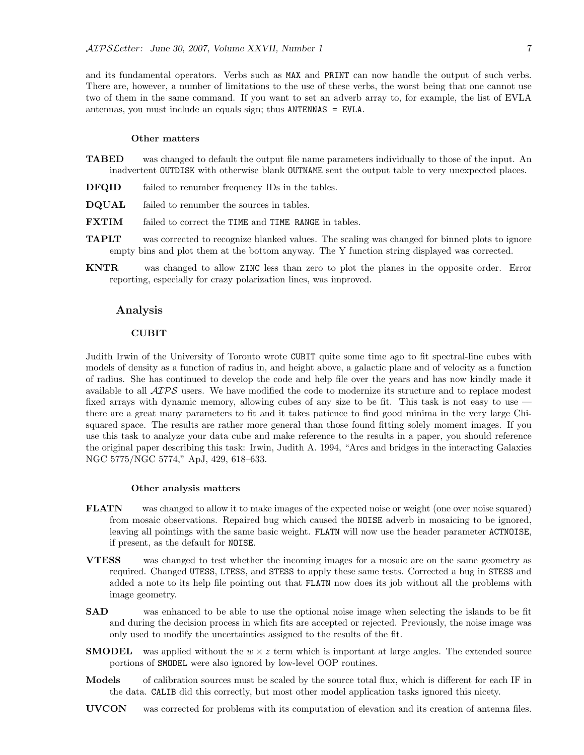and its fundamental operators. Verbs such as `MAX` and `PRINT` can now handle the output of such verbs. There are, however, a number of limitations to the use of these verbs, the worst being that one cannot use two of them in the same command. If you want to set an adverb array to, for example, the list of EVLA antennas, you must include an equals sign; thus `ANTENNAS = EVLA`.

#### Other matters

**TABED** was changed to default the output file name parameters individually to those of the input. An inadvertent `OUTDISK` with otherwise blank `OUTNAME` sent the output table to very unexpected places.

**DFQID** failed to renumber frequency IDs in the tables.

**DQUAL** failed to renumber the sources in tables.

**FXTIM** failed to correct the `TIME` and `TIME RANGE` in tables.

**TAPLT** was corrected to recognize blanked values. The scaling was changed for binned plots to ignore empty bins and plot them at the bottom anyway. The Y function string displayed was corrected.

**KNTR** was changed to allow `ZINC` less than zero to plot the planes in the opposite order. Error reporting, especially for crazy polarization lines, was improved.

### Analysis

#### CUBIT

Judith Irwin of the University of Toronto wrote `CUBIT` quite some time ago to fit spectral-line cubes with models of density as a function of radius in, and height above, a galactic plane and of velocity as a function of radius. She has continued to develop the code and help file over the years and has now kindly made it available to all *AIPS* users. We have modified the code to modernize its structure and to replace modest fixed arrays with dynamic memory, allowing cubes of any size to be fit. This task is not easy to use — there are a great many parameters to fit and it takes patience to find good minima in the very large Chi-squared space. The results are rather more general than those found fitting solely moment images. If you use this task to analyze your data cube and make reference to the results in a paper, you should reference the original paper describing this task: Irwin, Judith A. 1994, "Arcs and bridges in the interacting Galaxies NGC 5775/NGC 5774," ApJ, 429, 618–633.

#### Other analysis matters

**FLATN** was changed to allow it to make images of the expected noise or weight (one over noise squared) from mosaic observations. Repaired bug which caused the `NOISE` adverb in mosaicing to be ignored, leaving all pointings with the same basic weight. `FLATN` will now use the header parameter `ACTNOISE`, if present, as the default for `NOISE`.

**VTESS** was changed to test whether the incoming images for a mosaic are on the same geometry as required. Changed `UTESS`, `LTESS`, and `STESS` to apply these same tests. Corrected a bug in `STESS` and added a note to its help file pointing out that `FLATN` now does its job without all the problems with image geometry.

**SAD** was enhanced to be able to use the optional noise image when selecting the islands to be fit and during the decision process in which fits are accepted or rejected. Previously, the noise image was only used to modify the uncertainties assigned to the results of the fit.

**SMODEL** was applied without the $w \times z$ term which is important at large angles. The extended source portions of `SMODEL` were also ignored by low-level OOP routines.

**Models** of calibration sources must be scaled by the source total flux, which is different for each IF in the data. `CALIB` did this correctly, but most other model application tasks ignored this nicety.

**UVCON** was corrected for problems with its computation of elevation and its creation of antenna files.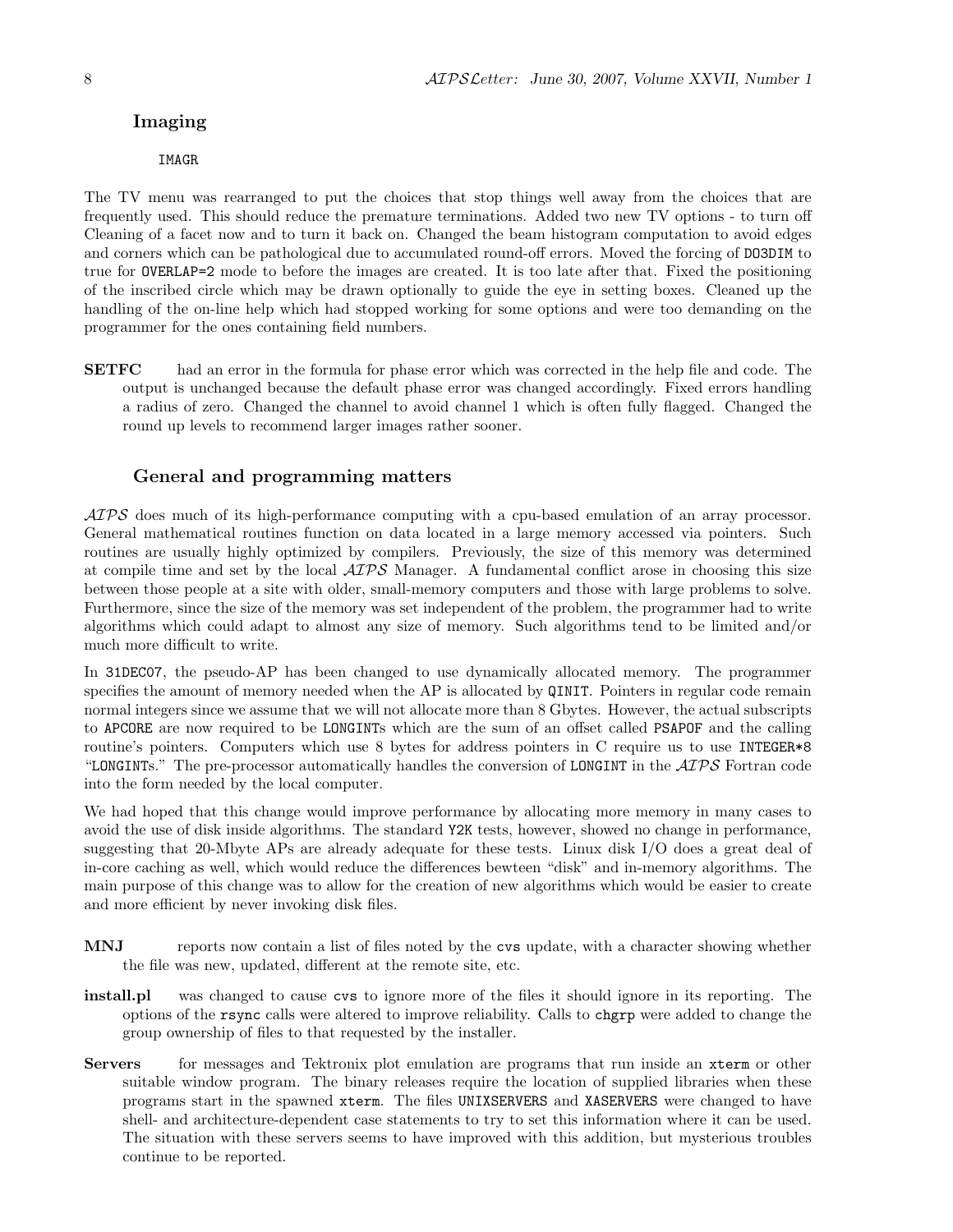### Imaging

IMAGR

The TV menu was rearranged to put the choices that stop things well away from the choices that are frequently used. This should reduce the premature terminations. Added two new TV options - to turn off Cleaning of a facet now and to turn it back on. Changed the beam histogram computation to avoid edges and corners which can be pathological due to accumulated round-off errors. Moved the forcing of DO3DIM to true for OVERLAP=2 mode to before the images are created. It is too late after that. Fixed the positioning of the inscribed circle which may be drawn optionally to guide the eye in setting boxes. Cleaned up the handling of the on-line help which had stopped working for some options and were too demanding on the programmer for the ones containing field numbers.

**SETFC** had an error in the formula for phase error which was corrected in the help file and code. The output is unchanged because the default phase error was changed accordingly. Fixed errors handling a radius of zero. Changed the channel to avoid channel 1 which is often fully flagged. Changed the round up levels to recommend larger images rather sooner.

### General and programming matters

*AIPS* does much of its high-performance computing with a cpu-based emulation of an array processor. General mathematical routines function on data located in a large memory accessed via pointers. Such routines are usually highly optimized by compilers. Previously, the size of this memory was determined at compile time and set by the local *AIPS* Manager. A fundamental conflict arose in choosing this size between those people at a site with older, small-memory computers and those with large problems to solve. Furthermore, since the size of the memory was set independent of the problem, the programmer had to write algorithms which could adapt to almost any size of memory. Such algorithms tend to be limited and/or much more difficult to write.

In 31DEC07, the pseudo-AP has been changed to use dynamically allocated memory. The programmer specifies the amount of memory needed when the AP is allocated by QINIT. Pointers in regular code remain normal integers since we assume that we will not allocate more than 8 Gbytes. However, the actual subscripts to APCORE are now required to be LONGINTs which are the sum of an offset called PSAPOF and the calling routine's pointers. Computers which use 8 bytes for address pointers in C require us to use INTEGER*8 "LONGINTs." The pre-processor automatically handles the conversion of LONGINT in the *AIPS* Fortran code into the form needed by the local computer.

We had hoped that this change would improve performance by allocating more memory in many cases to avoid the use of disk inside algorithms. The standard Y2K tests, however, showed no change in performance, suggesting that 20-Mbyte APs are already adequate for these tests. Linux disk I/O does a great deal of in-core caching as well, which would reduce the differences bewteen "disk" and in-memory algorithms. The main purpose of this change was to allow for the creation of new algorithms which would be easier to create and more efficient by never invoking disk files.

**MNJ** reports now contain a list of files noted by the cvs update, with a character showing whether the file was new, updated, different at the remote site, etc.

**install.pl** was changed to cause cvs to ignore more of the files it should ignore in its reporting. The options of the rsync calls were altered to improve reliability. Calls to chgrp were added to change the group ownership of files to that requested by the installer.

**Servers** for messages and Tektronix plot emulation are programs that run inside an xterm or other suitable window program. The binary releases require the location of supplied libraries when these programs start in the spawned xterm. The files UNIXSERVERS and XASERVERS were changed to have shell- and architecture-dependent case statements to try to set this information where it can be used. The situation with these servers seems to have improved with this addition, but mysterious troubles continue to be reported.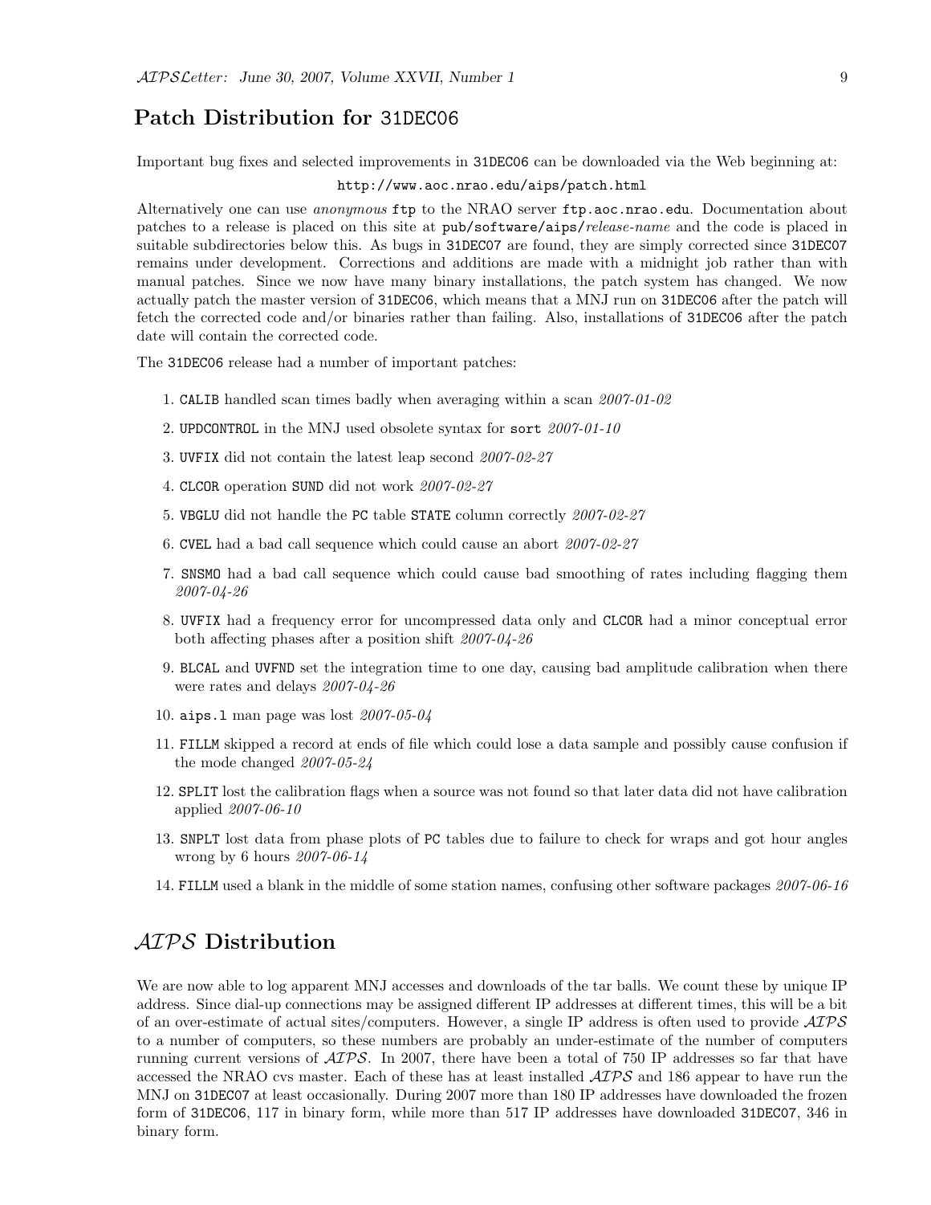## Patch Distribution for 31DEC06

Important bug fixes and selected improvements in 31DEC06 can be downloaded via the Web beginning at:

http://www.aoc.nrao.edu/aips/patch.html

Alternatively one can use *anonymous* ftp to the NRAO server ftp.aoc.nrao.edu. Documentation about patches to a release is placed on this site at pub/software/aips/*release-name* and the code is placed in suitable subdirectories below this. As bugs in 31DEC07 are found, they are simply corrected since 31DEC07 remains under development. Corrections and additions are made with a midnight job rather than with manual patches. Since we now have many binary installations, the patch system has changed. We now actually patch the master version of 31DEC06, which means that a MNJ run on 31DEC06 after the patch will fetch the corrected code and/or binaries rather than failing. Also, installations of 31DEC06 after the patch date will contain the corrected code.

The 31DEC06 release had a number of important patches:

1. CALIB handled scan times badly when averaging within a scan *2007-01-02*
2. UPDCONTROL in the MNJ used obsolete syntax for sort *2007-01-10*
3. UVFIX did not contain the latest leap second *2007-02-27*
4. CLCOR operation SUND did not work *2007-02-27*
5. VBGLU did not handle the PC table STATE column correctly *2007-02-27*
6. CVEL had a bad call sequence which could cause an abort *2007-02-27*
7. SNSMO had a bad call sequence which could cause bad smoothing of rates including flagging them *2007-04-26*
8. UVFIX had a frequency error for uncompressed data only and CLCOR had a minor conceptual error both affecting phases after a position shift *2007-04-26*
9. BLCAL and UVFND set the integration time to one day, causing bad amplitude calibration when there were rates and delays *2007-04-26*
10. aips.l man page was lost *2007-05-04*
11. FILLM skipped a record at ends of file which could lose a data sample and possibly cause confusion if the mode changed *2007-05-24*
12. SPLIT lost the calibration flags when a source was not found so that later data did not have calibration applied *2007-06-10*
13. SNPLT lost data from phase plots of PC tables due to failure to check for wraps and got hour angles wrong by 6 hours *2007-06-14*
14. FILLM used a blank in the middle of some station names, confusing other software packages *2007-06-16*

## *AIPS* Distribution

We are now able to log apparent MNJ accesses and downloads of the tar balls. We count these by unique IP address. Since dial-up connections may be assigned different IP addresses at different times, this will be a bit of an over-estimate of actual sites/computers. However, a single IP address is often used to provide *AIPS* to a number of computers, so these numbers are probably an under-estimate of the number of computers running current versions of *AIPS*. In 2007, there have been a total of 750 IP addresses so far that have accessed the NRAO cvs master. Each of these has at least installed *AIPS* and 186 appear to have run the MNJ on 31DEC07 at least occasionally. During 2007 more than 180 IP addresses have downloaded the frozen form of 31DEC06, 117 in binary form, while more than 517 IP addresses have downloaded 31DEC07, 346 in binary form.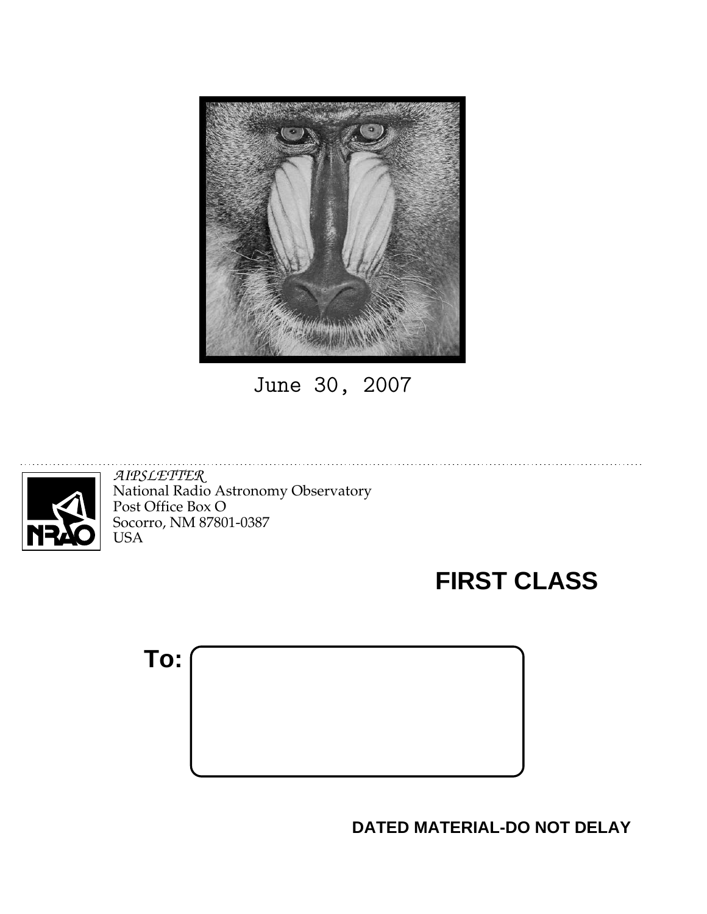June 30, 2007

*AIPSLETTER*
National Radio Astronomy Observatory
Post Office Box O
Socorro, NM 87801-0387
USA

**FIRST CLASS**

**To:**

**DATED MATERIAL-DO NOT DELAY**